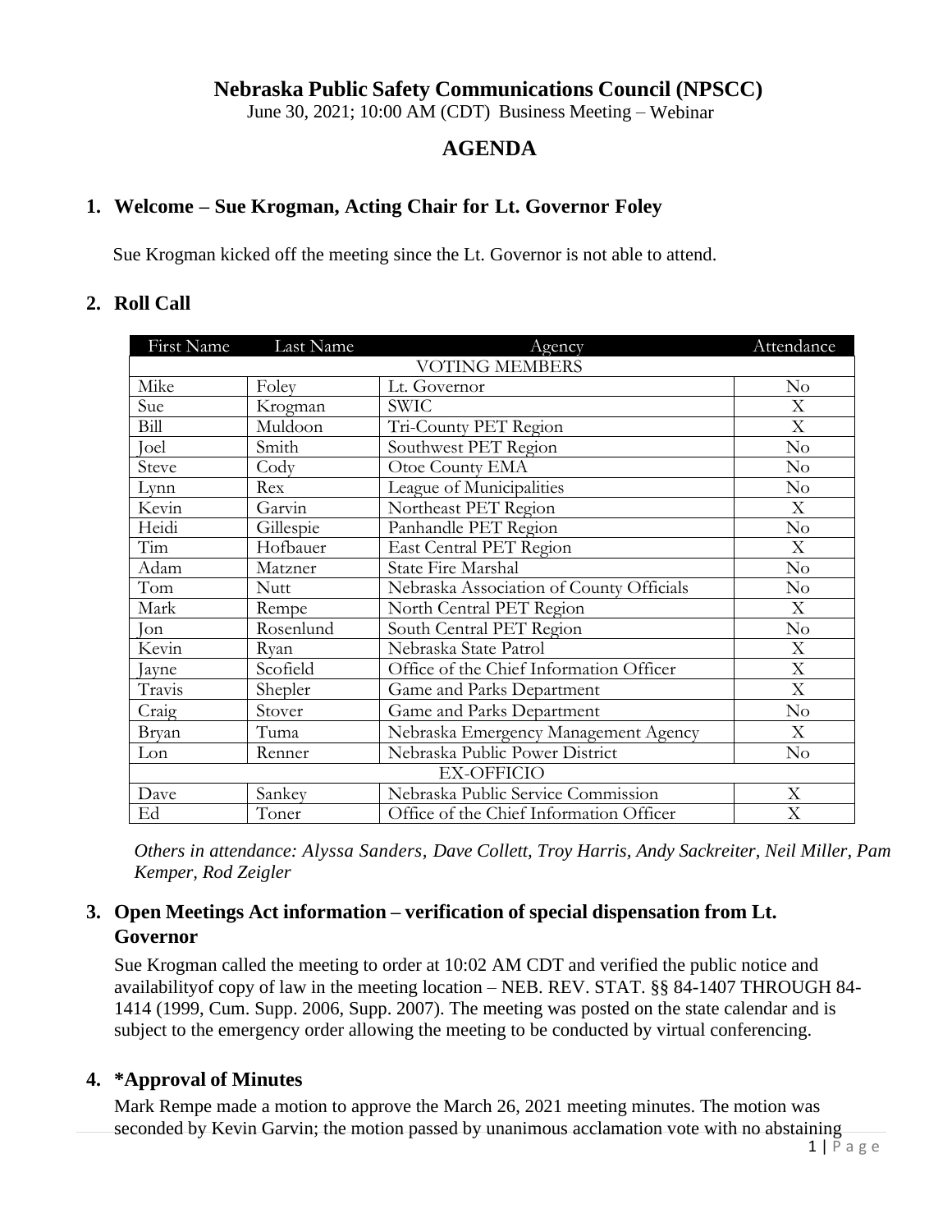# Nebraska Public Safety Communications Council (NPSCC)

June 30, 2021; 10:00 AM (CDT) Business Meeting – Webinar

## AGENDA

### 1. Welcome – Sue Krogman, Acting Chair for Lt. Governor Foley

Sue Krogman kicked off the meeting since the Lt. Governor is not able to attend.

### 2. Roll Call

| First Name | Last Name | Agency | Attendance |
|---|---|---|---|
| VOTING MEMBERS | | | |
| Mike | Foley | Lt. Governor | No |
| Sue | Krogman | SWIC | X |
| Bill | Muldoon | Tri-County PET Region | X |
| Joel | Smith | Southwest PET Region | No |
| Steve | Cody | Otoe County EMA | No |
| Lynn | Rex | League of Municipalities | No |
| Kevin | Garvin | Northeast PET Region | X |
| Heidi | Gillespie | Panhandle PET Region | No |
| Tim | Hofbauer | East Central PET Region | X |
| Adam | Matzner | State Fire Marshal | No |
| Tom | Nutt | Nebraska Association of County Officials | No |
| Mark | Rempe | North Central PET Region | X |
| Jon | Rosenlund | South Central PET Region | No |
| Kevin | Ryan | Nebraska State Patrol | X |
| Jayne | Scofield | Office of the Chief Information Officer | X |
| Travis | Shepler | Game and Parks Department | X |
| Craig | Stover | Game and Parks Department | No |
| Bryan | Tuma | Nebraska Emergency Management Agency | X |
| Lon | Renner | Nebraska Public Power District | No |
| EX-OFFICIO | | | |
| Dave | Sankey | Nebraska Public Service Commission | X |
| Ed | Toner | Office of the Chief Information Officer | X |

*Others in attendance: Alyssa Sanders, Dave Collett, Troy Harris, Andy Sackreiter, Neil Miller, Pam Kemper, Rod Zeigler*

### 3. Open Meetings Act information – verification of special dispensation from Lt. Governor

Sue Krogman called the meeting to order at 10:02 AM CDT and verified the public notice and availabilityof copy of law in the meeting location – NEB. REV. STAT. §§ 84-1407 THROUGH 84-1414 (1999, Cum. Supp. 2006, Supp. 2007). The meeting was posted on the state calendar and is subject to the emergency order allowing the meeting to be conducted by virtual conferencing.

### 4. *Approval of Minutes

Mark Rempe made a motion to approve the March 26, 2021 meeting minutes. The motion was seconded by Kevin Garvin; the motion passed by unanimous acclamation vote with no abstaining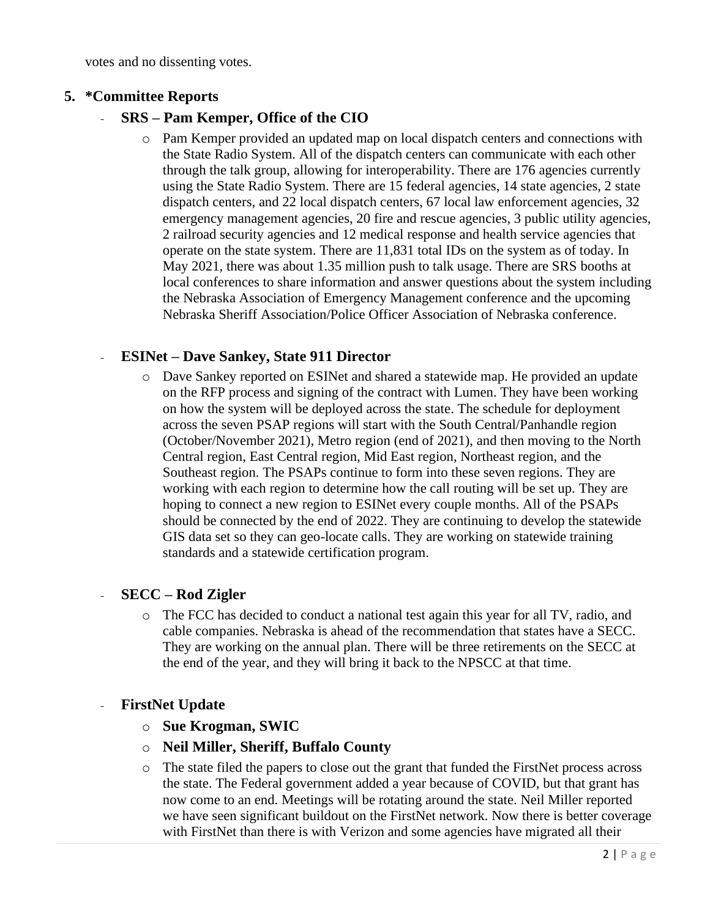votes and no dissenting votes.

## 5. *Committee Reports

- **SRS – Pam Kemper, Office of the CIO**
  - Pam Kemper provided an updated map on local dispatch centers and connections with the State Radio System. All of the dispatch centers can communicate with each other through the talk group, allowing for interoperability. There are 176 agencies currently using the State Radio System. There are 15 federal agencies, 14 state agencies, 2 state dispatch centers, and 22 local dispatch centers, 67 local law enforcement agencies, 32 emergency management agencies, 20 fire and rescue agencies, 3 public utility agencies, 2 railroad security agencies and 12 medical response and health service agencies that operate on the state system. There are 11,831 total IDs on the system as of today. In May 2021, there was about 1.35 million push to talk usage. There are SRS booths at local conferences to share information and answer questions about the system including the Nebraska Association of Emergency Management conference and the upcoming Nebraska Sheriff Association/Police Officer Association of Nebraska conference.

- **ESINet – Dave Sankey, State 911 Director**
  - Dave Sankey reported on ESINet and shared a statewide map. He provided an update on the RFP process and signing of the contract with Lumen. They have been working on how the system will be deployed across the state. The schedule for deployment across the seven PSAP regions will start with the South Central/Panhandle region (October/November 2021), Metro region (end of 2021), and then moving to the North Central region, East Central region, Mid East region, Northeast region, and the Southeast region. The PSAPs continue to form into these seven regions. They are working with each region to determine how the call routing will be set up. They are hoping to connect a new region to ESINet every couple months. All of the PSAPs should be connected by the end of 2022. They are continuing to develop the statewide GIS data set so they can geo-locate calls. They are working on statewide training standards and a statewide certification program.

- **SECC – Rod Zigler**
  - The FCC has decided to conduct a national test again this year for all TV, radio, and cable companies. Nebraska is ahead of the recommendation that states have a SECC. They are working on the annual plan. There will be three retirements on the SECC at the end of the year, and they will bring it back to the NPSCC at that time.

- **FirstNet Update**
  - **Sue Krogman, SWIC**
  - **Neil Miller, Sheriff, Buffalo County**
  - The state filed the papers to close out the grant that funded the FirstNet process across the state. The Federal government added a year because of COVID, but that grant has now come to an end. Meetings will be rotating around the state. Neil Miller reported we have seen significant buildout on the FirstNet network. Now there is better coverage with FirstNet than there is with Verizon and some agencies have migrated all their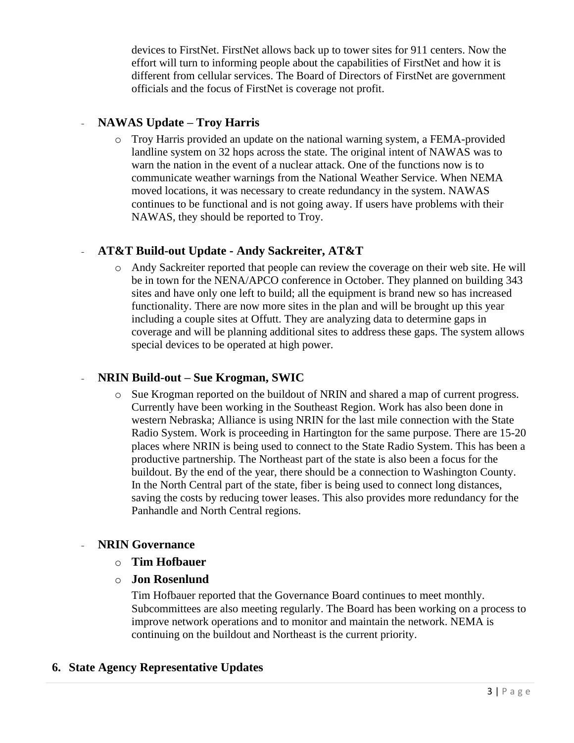devices to FirstNet. FirstNet allows back up to tower sites for 911 centers. Now the effort will turn to informing people about the capabilities of FirstNet and how it is different from cellular services. The Board of Directors of FirstNet are government officials and the focus of FirstNet is coverage not profit.

- **NAWAS Update – Troy Harris**
  - Troy Harris provided an update on the national warning system, a FEMA-provided landline system on 32 hops across the state. The original intent of NAWAS was to warn the nation in the event of a nuclear attack. One of the functions now is to communicate weather warnings from the National Weather Service. When NEMA moved locations, it was necessary to create redundancy in the system. NAWAS continues to be functional and is not going away. If users have problems with their NAWAS, they should be reported to Troy.

- **AT&T Build-out Update - Andy Sackreiter, AT&T**
  - Andy Sackreiter reported that people can review the coverage on their web site. He will be in town for the NENA/APCO conference in October. They planned on building 343 sites and have only one left to build; all the equipment is brand new so has increased functionality. There are now more sites in the plan and will be brought up this year including a couple sites at Offutt. They are analyzing data to determine gaps in coverage and will be planning additional sites to address these gaps. The system allows special devices to be operated at high power.

- **NRIN Build-out – Sue Krogman, SWIC**
  - Sue Krogman reported on the buildout of NRIN and shared a map of current progress. Currently have been working in the Southeast Region. Work has also been done in western Nebraska; Alliance is using NRIN for the last mile connection with the State Radio System. Work is proceeding in Hartington for the same purpose. There are 15-20 places where NRIN is being used to connect to the State Radio System. This has been a productive partnership. The Northeast part of the state is also been a focus for the buildout. By the end of the year, there should be a connection to Washington County. In the North Central part of the state, fiber is being used to connect long distances, saving the costs by reducing tower leases. This also provides more redundancy for the Panhandle and North Central regions.

- **NRIN Governance**
  - **Tim Hofbauer**
  - **Jon Rosenlund**

  Tim Hofbauer reported that the Governance Board continues to meet monthly. Subcommittees are also meeting regularly. The Board has been working on a process to improve network operations and to monitor and maintain the network. NEMA is continuing on the buildout and Northeast is the current priority.

## 6. State Agency Representative Updates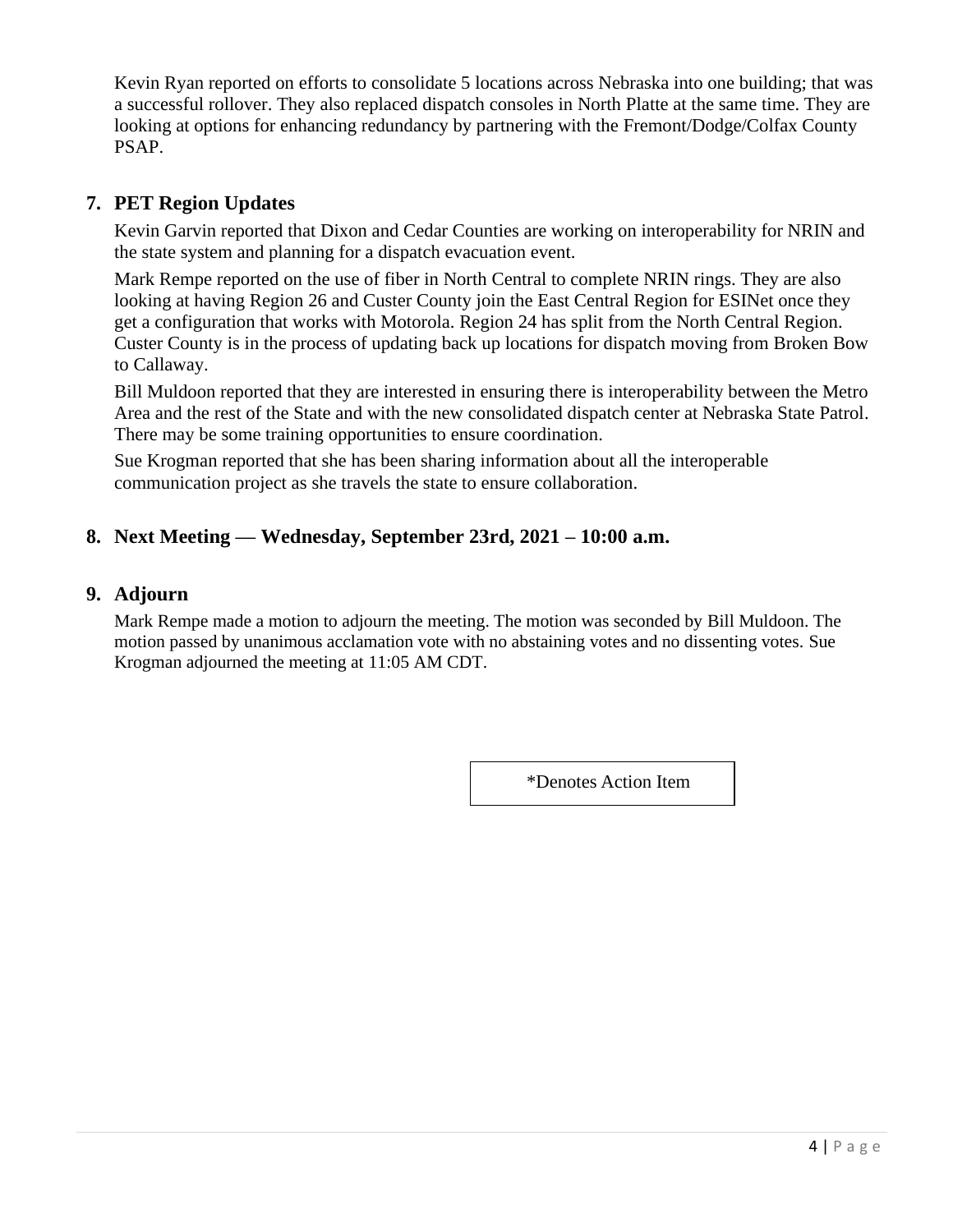Kevin Ryan reported on efforts to consolidate 5 locations across Nebraska into one building; that was a successful rollover. They also replaced dispatch consoles in North Platte at the same time. They are looking at options for enhancing redundancy by partnering with the Fremont/Dodge/Colfax County PSAP.

## 7. PET Region Updates

Kevin Garvin reported that Dixon and Cedar Counties are working on interoperability for NRIN and the state system and planning for a dispatch evacuation event.

Mark Rempe reported on the use of fiber in North Central to complete NRIN rings. They are also looking at having Region 26 and Custer County join the East Central Region for ESINet once they get a configuration that works with Motorola. Region 24 has split from the North Central Region. Custer County is in the process of updating back up locations for dispatch moving from Broken Bow to Callaway.

Bill Muldoon reported that they are interested in ensuring there is interoperability between the Metro Area and the rest of the State and with the new consolidated dispatch center at Nebraska State Patrol. There may be some training opportunities to ensure coordination.

Sue Krogman reported that she has been sharing information about all the interoperable communication project as she travels the state to ensure collaboration.

## 8. Next Meeting — Wednesday, September 23rd, 2021 – 10:00 a.m.

## 9. Adjourn

Mark Rempe made a motion to adjourn the meeting. The motion was seconded by Bill Muldoon. The motion passed by unanimous acclamation vote with no abstaining votes and no dissenting votes. Sue Krogman adjourned the meeting at 11:05 AM CDT.

*Denotes Action Item